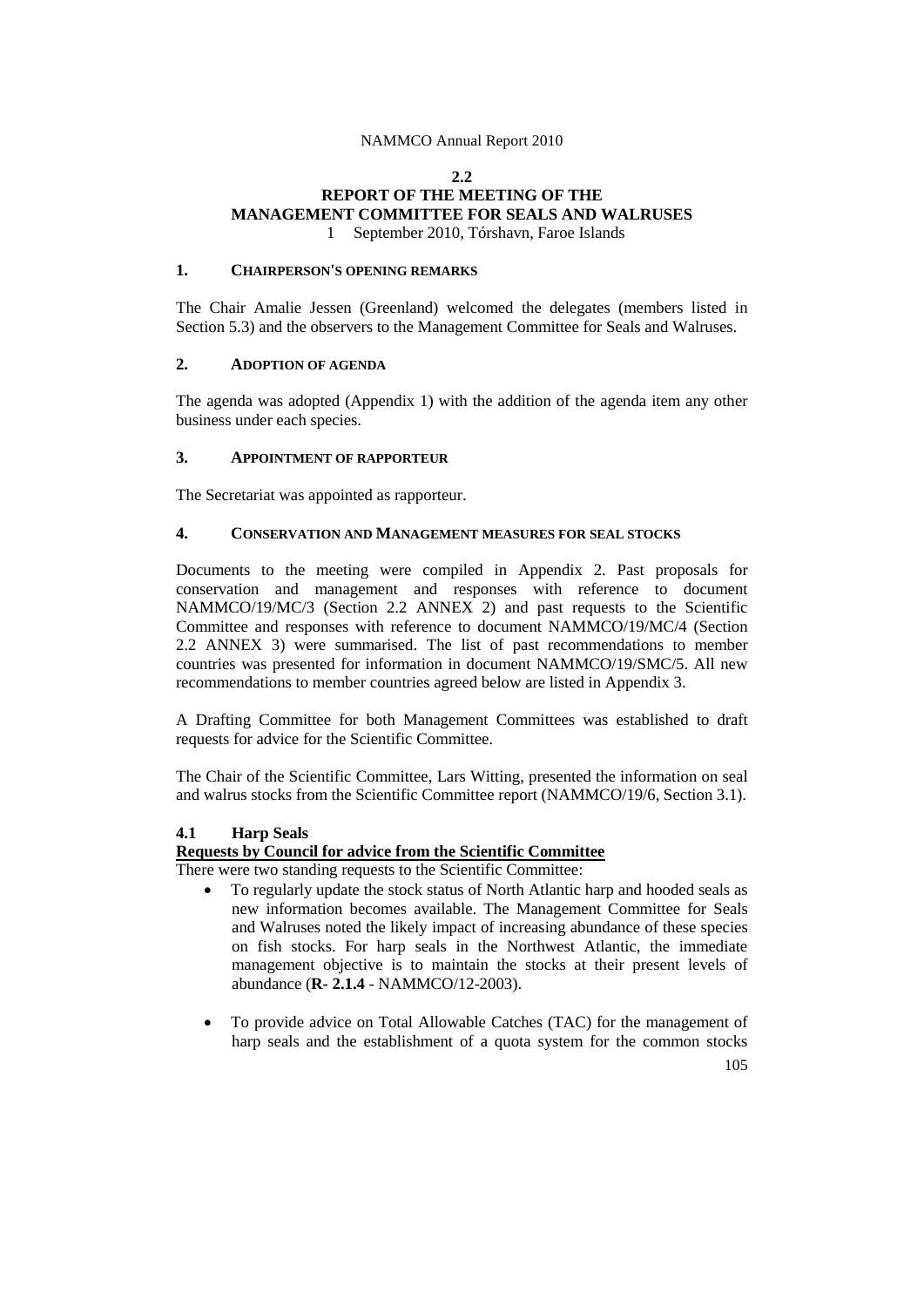## 2.2
## REPORT OF THE MEETING OF THE MANAGEMENT COMMITTEE FOR SEALS AND WALRUSES

1 September 2010, Tórshavn, Faroe Islands

### 1. CHAIRPERSON'S OPENING REMARKS

The Chair Amalie Jessen (Greenland) welcomed the delegates (members listed in Section 5.3) and the observers to the Management Committee for Seals and Walruses.

### 2. ADOPTION OF AGENDA

The agenda was adopted (Appendix 1) with the addition of the agenda item any other business under each species.

### 3. APPOINTMENT OF RAPPORTEUR

The Secretariat was appointed as rapporteur.

### 4. CONSERVATION AND MANAGEMENT MEASURES FOR SEAL STOCKS

Documents to the meeting were compiled in Appendix 2. Past proposals for conservation and management and responses with reference to document NAMMCO/19/MC/3 (Section 2.2 ANNEX 2) and past requests to the Scientific Committee and responses with reference to document NAMMCO/19/MC/4 (Section 2.2 ANNEX 3) were summarised. The list of past recommendations to member countries was presented for information in document NAMMCO/19/SMC/5. All new recommendations to member countries agreed below are listed in Appendix 3.

A Drafting Committee for both Management Committees was established to draft requests for advice for the Scientific Committee.

The Chair of the Scientific Committee, Lars Witting, presented the information on seal and walrus stocks from the Scientific Committee report (NAMMCO/19/6, Section 3.1).

#### 4.1 Harp Seals

**Requests by Council for advice from the Scientific Committee**

There were two standing requests to the Scientific Committee:

- To regularly update the stock status of North Atlantic harp and hooded seals as new information becomes available. The Management Committee for Seals and Walruses noted the likely impact of increasing abundance of these species on fish stocks. For harp seals in the Northwest Atlantic, the immediate management objective is to maintain the stocks at their present levels of abundance (**R- 2.1.4** - NAMMCO/12-2003).

- To provide advice on Total Allowable Catches (TAC) for the management of harp seals and the establishment of a quota system for the common stocks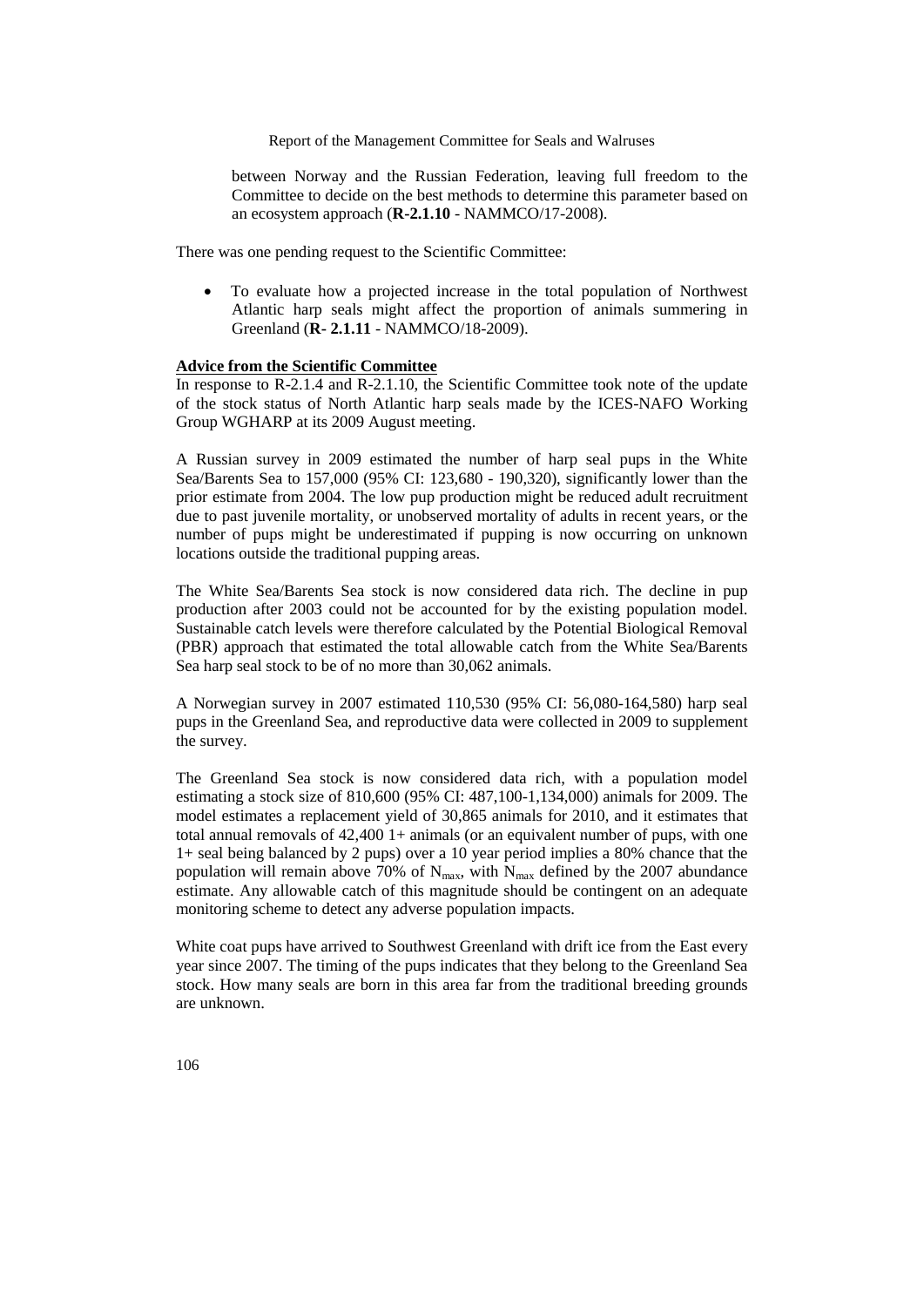between Norway and the Russian Federation, leaving full freedom to the Committee to decide on the best methods to determine this parameter based on an ecosystem approach (**R-2.1.10** - NAMMCO/17-2008).

There was one pending request to the Scientific Committee:

- To evaluate how a projected increase in the total population of Northwest Atlantic harp seals might affect the proportion of animals summering in Greenland (**R- 2.1.11** - NAMMCO/18-2009).

**Advice from the Scientific Committee**

In response to R-2.1.4 and R-2.1.10, the Scientific Committee took note of the update of the stock status of North Atlantic harp seals made by the ICES-NAFO Working Group WGHARP at its 2009 August meeting.

A Russian survey in 2009 estimated the number of harp seal pups in the White Sea/Barents Sea to 157,000 (95% CI: 123,680 - 190,320), significantly lower than the prior estimate from 2004. The low pup production might be reduced adult recruitment due to past juvenile mortality, or unobserved mortality of adults in recent years, or the number of pups might be underestimated if pupping is now occurring on unknown locations outside the traditional pupping areas.

The White Sea/Barents Sea stock is now considered data rich. The decline in pup production after 2003 could not be accounted for by the existing population model. Sustainable catch levels were therefore calculated by the Potential Biological Removal (PBR) approach that estimated the total allowable catch from the White Sea/Barents Sea harp seal stock to be of no more than 30,062 animals.

A Norwegian survey in 2007 estimated 110,530 (95% CI: 56,080-164,580) harp seal pups in the Greenland Sea, and reproductive data were collected in 2009 to supplement the survey.

The Greenland Sea stock is now considered data rich, with a population model estimating a stock size of 810,600 (95% CI: 487,100-1,134,000) animals for 2009. The model estimates a replacement yield of 30,865 animals for 2010, and it estimates that total annual removals of 42,400 1+ animals (or an equivalent number of pups, with one 1+ seal being balanced by 2 pups) over a 10 year period implies a 80% chance that the population will remain above 70% of $N_{max}$, with $N_{max}$ defined by the 2007 abundance estimate. Any allowable catch of this magnitude should be contingent on an adequate monitoring scheme to detect any adverse population impacts.

White coat pups have arrived to Southwest Greenland with drift ice from the East every year since 2007. The timing of the pups indicates that they belong to the Greenland Sea stock. How many seals are born in this area far from the traditional breeding grounds are unknown.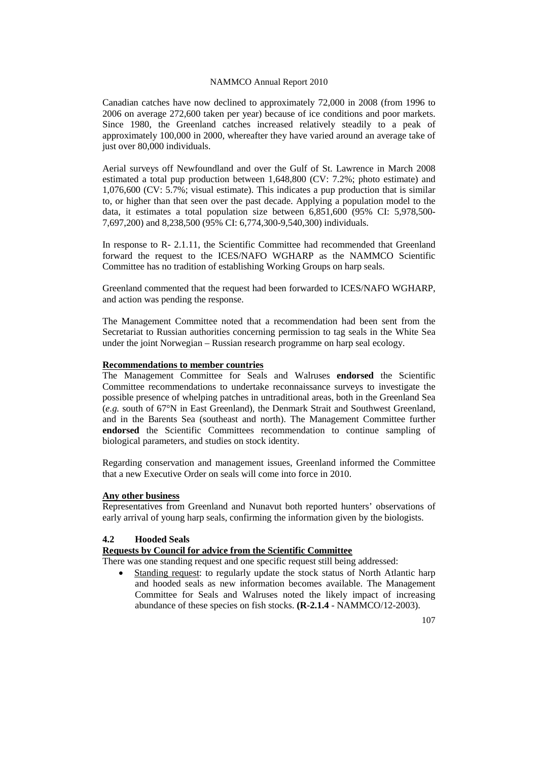Canadian catches have now declined to approximately 72,000 in 2008 (from 1996 to 2006 on average 272,600 taken per year) because of ice conditions and poor markets. Since 1980, the Greenland catches increased relatively steadily to a peak of approximately 100,000 in 2000, whereafter they have varied around an average take of just over 80,000 individuals.

Aerial surveys off Newfoundland and over the Gulf of St. Lawrence in March 2008 estimated a total pup production between 1,648,800 (CV: 7.2%; photo estimate) and 1,076,600 (CV: 5.7%; visual estimate). This indicates a pup production that is similar to, or higher than that seen over the past decade. Applying a population model to the data, it estimates a total population size between 6,851,600 (95% CI: 5,978,500-7,697,200) and 8,238,500 (95% CI: 6,774,300-9,540,300) individuals.

In response to R- 2.1.11, the Scientific Committee had recommended that Greenland forward the request to the ICES/NAFO WGHARP as the NAMMCO Scientific Committee has no tradition of establishing Working Groups on harp seals.

Greenland commented that the request had been forwarded to ICES/NAFO WGHARP, and action was pending the response.

The Management Committee noted that a recommendation had been sent from the Secretariat to Russian authorities concerning permission to tag seals in the White Sea under the joint Norwegian – Russian research programme on harp seal ecology.

**Recommendations to member countries**

The Management Committee for Seals and Walruses **endorsed** the Scientific Committee recommendations to undertake reconnaissance surveys to investigate the possible presence of whelping patches in untraditional areas, both in the Greenland Sea (*e.g.* south of 67°N in East Greenland), the Denmark Strait and Southwest Greenland, and in the Barents Sea (southeast and north). The Management Committee further **endorsed** the Scientific Committees recommendation to continue sampling of biological parameters, and studies on stock identity.

Regarding conservation and management issues, Greenland informed the Committee that a new Executive Order on seals will come into force in 2010.

**Any other business**

Representatives from Greenland and Nunavut both reported hunters' observations of early arrival of young harp seals, confirming the information given by the biologists.

### 4.2 Hooded Seals

**Requests by Council for advice from the Scientific Committee**

There was one standing request and one specific request still being addressed:

- Standing request: to regularly update the stock status of North Atlantic harp and hooded seals as new information becomes available. The Management Committee for Seals and Walruses noted the likely impact of increasing abundance of these species on fish stocks. **(R-2.1.4** - NAMMCO/12-2003).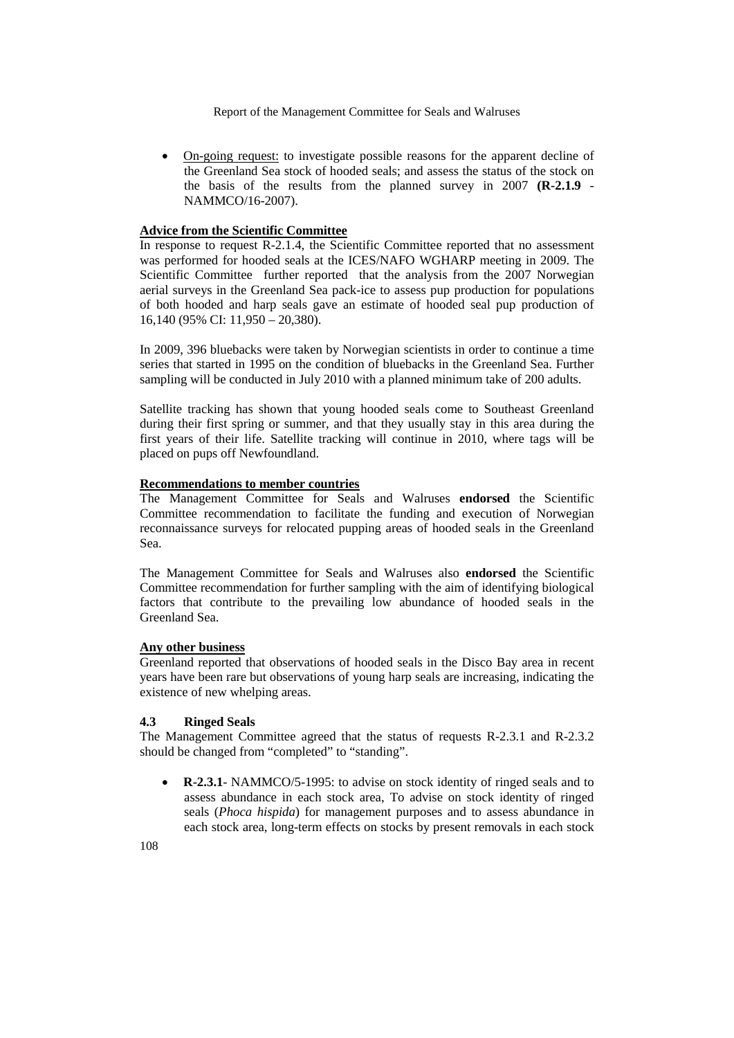- <u>On-going request:</u> to investigate possible reasons for the apparent decline of the Greenland Sea stock of hooded seals; and assess the status of the stock on the basis of the results from the planned survey in 2007 **(R-2.1.9** - NAMMCO/16-2007).

**<u>Advice from the Scientific Committee</u>**

In response to request R-2.1.4, the Scientific Committee reported that no assessment was performed for hooded seals at the ICES/NAFO WGHARP meeting in 2009. The Scientific Committee further reported that the analysis from the 2007 Norwegian aerial surveys in the Greenland Sea pack-ice to assess pup production for populations of both hooded and harp seals gave an estimate of hooded seal pup production of 16,140 (95% CI: 11,950 – 20,380).

In 2009, 396 bluebacks were taken by Norwegian scientists in order to continue a time series that started in 1995 on the condition of bluebacks in the Greenland Sea. Further sampling will be conducted in July 2010 with a planned minimum take of 200 adults.

Satellite tracking has shown that young hooded seals come to Southeast Greenland during their first spring or summer, and that they usually stay in this area during the first years of their life. Satellite tracking will continue in 2010, where tags will be placed on pups off Newfoundland.

**<u>Recommendations to member countries</u>**

The Management Committee for Seals and Walruses **endorsed** the Scientific Committee recommendation to facilitate the funding and execution of Norwegian reconnaissance surveys for relocated pupping areas of hooded seals in the Greenland Sea.

The Management Committee for Seals and Walruses also **endorsed** the Scientific Committee recommendation for further sampling with the aim of identifying biological factors that contribute to the prevailing low abundance of hooded seals in the Greenland Sea.

**<u>Any other business</u>**

Greenland reported that observations of hooded seals in the Disco Bay area in recent years have been rare but observations of young harp seals are increasing, indicating the existence of new whelping areas.

### 4.3 Ringed Seals

The Management Committee agreed that the status of requests R-2.3.1 and R-2.3.2 should be changed from "completed" to "standing".

- **R-2.3.1**- NAMMCO/5-1995: to advise on stock identity of ringed seals and to assess abundance in each stock area, To advise on stock identity of ringed seals (*Phoca hispida*) for management purposes and to assess abundance in each stock area, long-term effects on stocks by present removals in each stock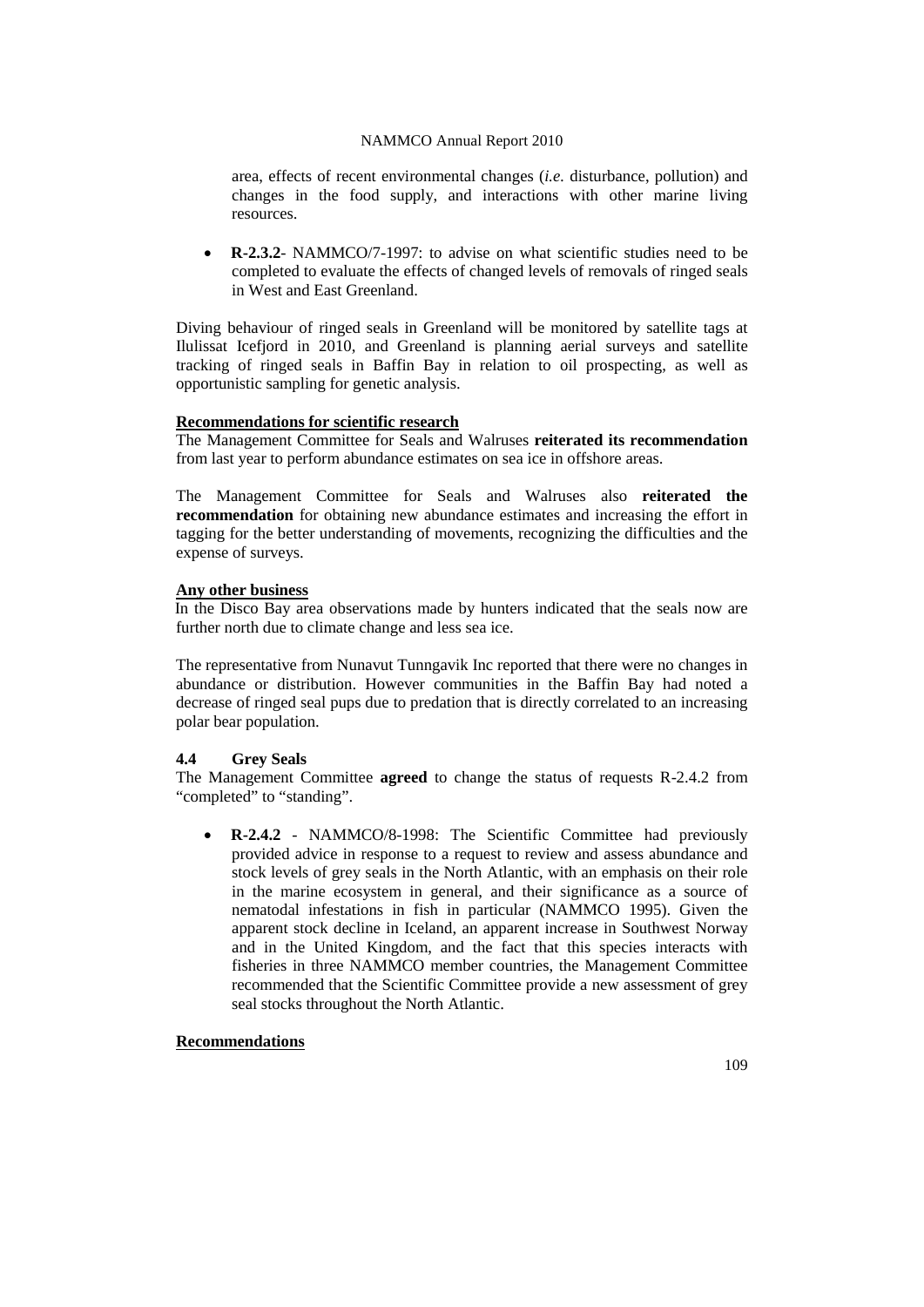area, effects of recent environmental changes (*i.e.* disturbance, pollution) and changes in the food supply, and interactions with other marine living resources.

- **R-2.3.2**- NAMMCO/7-1997: to advise on what scientific studies need to be completed to evaluate the effects of changed levels of removals of ringed seals in West and East Greenland.

Diving behaviour of ringed seals in Greenland will be monitored by satellite tags at Ilulissat Icefjord in 2010, and Greenland is planning aerial surveys and satellite tracking of ringed seals in Baffin Bay in relation to oil prospecting, as well as opportunistic sampling for genetic analysis.

**Recommendations for scientific research**

The Management Committee for Seals and Walruses **reiterated its recommendation** from last year to perform abundance estimates on sea ice in offshore areas.

The Management Committee for Seals and Walruses also **reiterated the recommendation** for obtaining new abundance estimates and increasing the effort in tagging for the better understanding of movements, recognizing the difficulties and the expense of surveys.

**Any other business**

In the Disco Bay area observations made by hunters indicated that the seals now are further north due to climate change and less sea ice.

The representative from Nunavut Tunngavik Inc reported that there were no changes in abundance or distribution. However communities in the Baffin Bay had noted a decrease of ringed seal pups due to predation that is directly correlated to an increasing polar bear population.

### 4.4 Grey Seals

The Management Committee **agreed** to change the status of requests R-2.4.2 from "completed" to "standing".

- **R-2.4.2** - NAMMCO/8-1998: The Scientific Committee had previously provided advice in response to a request to review and assess abundance and stock levels of grey seals in the North Atlantic, with an emphasis on their role in the marine ecosystem in general, and their significance as a source of nematodal infestations in fish in particular (NAMMCO 1995). Given the apparent stock decline in Iceland, an apparent increase in Southwest Norway and in the United Kingdom, and the fact that this species interacts with fisheries in three NAMMCO member countries, the Management Committee recommended that the Scientific Committee provide a new assessment of grey seal stocks throughout the North Atlantic.

**Recommendations**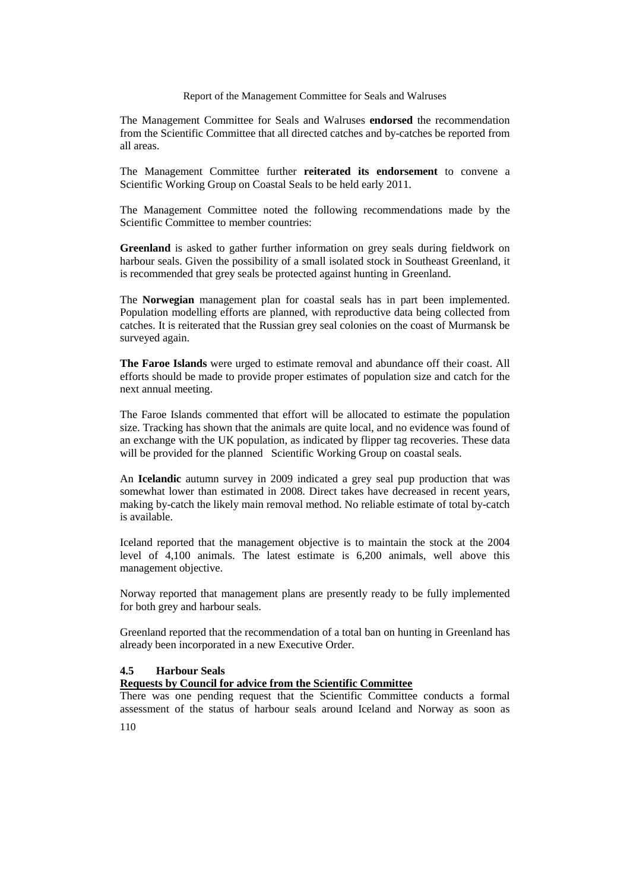The Management Committee for Seals and Walruses **endorsed** the recommendation from the Scientific Committee that all directed catches and by-catches be reported from all areas.

The Management Committee further **reiterated its endorsement** to convene a Scientific Working Group on Coastal Seals to be held early 2011.

The Management Committee noted the following recommendations made by the Scientific Committee to member countries:

**Greenland** is asked to gather further information on grey seals during fieldwork on harbour seals. Given the possibility of a small isolated stock in Southeast Greenland, it is recommended that grey seals be protected against hunting in Greenland.

The **Norwegian** management plan for coastal seals has in part been implemented. Population modelling efforts are planned, with reproductive data being collected from catches. It is reiterated that the Russian grey seal colonies on the coast of Murmansk be surveyed again.

**The Faroe Islands** were urged to estimate removal and abundance off their coast. All efforts should be made to provide proper estimates of population size and catch for the next annual meeting.

The Faroe Islands commented that effort will be allocated to estimate the population size. Tracking has shown that the animals are quite local, and no evidence was found of an exchange with the UK population, as indicated by flipper tag recoveries. These data will be provided for the planned Scientific Working Group on coastal seals.

An **Icelandic** autumn survey in 2009 indicated a grey seal pup production that was somewhat lower than estimated in 2008. Direct takes have decreased in recent years, making by-catch the likely main removal method. No reliable estimate of total by-catch is available.

Iceland reported that the management objective is to maintain the stock at the 2004 level of 4,100 animals. The latest estimate is 6,200 animals, well above this management objective.

Norway reported that management plans are presently ready to be fully implemented for both grey and harbour seals.

Greenland reported that the recommendation of a total ban on hunting in Greenland has already been incorporated in a new Executive Order.

### 4.5 Harbour Seals

**Requests by Council for advice from the Scientific Committee**

There was one pending request that the Scientific Committee conducts a formal assessment of the status of harbour seals around Iceland and Norway as soon as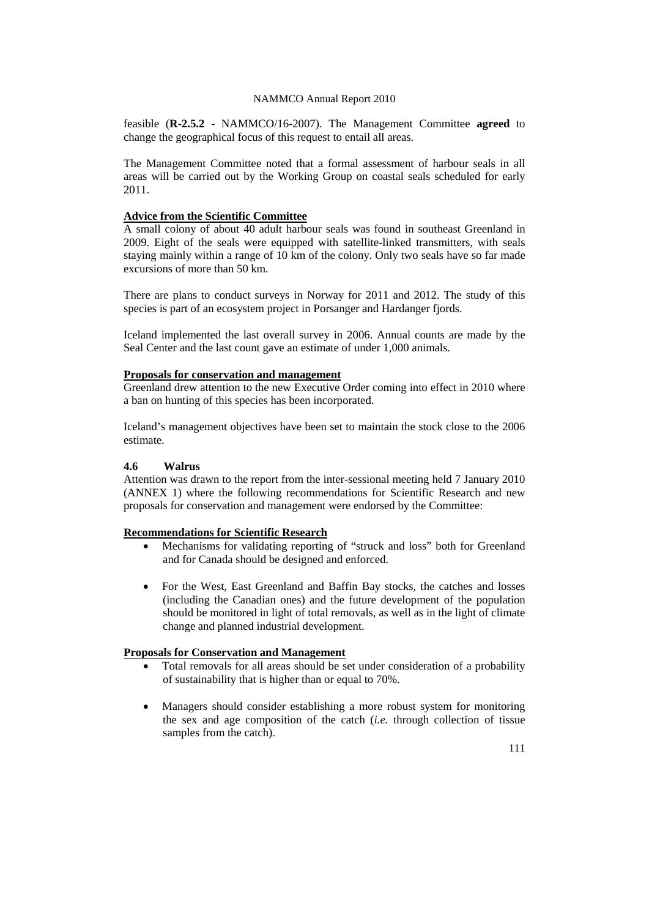feasible (**R-2.5.2** - NAMMCO/16-2007). The Management Committee **agreed** to change the geographical focus of this request to entail all areas.

The Management Committee noted that a formal assessment of harbour seals in all areas will be carried out by the Working Group on coastal seals scheduled for early 2011.

**Advice from the Scientific Committee**

A small colony of about 40 adult harbour seals was found in southeast Greenland in 2009. Eight of the seals were equipped with satellite-linked transmitters, with seals staying mainly within a range of 10 km of the colony. Only two seals have so far made excursions of more than 50 km.

There are plans to conduct surveys in Norway for 2011 and 2012. The study of this species is part of an ecosystem project in Porsanger and Hardanger fjords.

Iceland implemented the last overall survey in 2006. Annual counts are made by the Seal Center and the last count gave an estimate of under 1,000 animals.

**Proposals for conservation and management**

Greenland drew attention to the new Executive Order coming into effect in 2010 where a ban on hunting of this species has been incorporated.

Iceland's management objectives have been set to maintain the stock close to the 2006 estimate.

### 4.6 Walrus

Attention was drawn to the report from the inter-sessional meeting held 7 January 2010 (ANNEX 1) where the following recommendations for Scientific Research and new proposals for conservation and management were endorsed by the Committee:

**Recommendations for Scientific Research**

- Mechanisms for validating reporting of "struck and loss" both for Greenland and for Canada should be designed and enforced.
- For the West, East Greenland and Baffin Bay stocks, the catches and losses (including the Canadian ones) and the future development of the population should be monitored in light of total removals, as well as in the light of climate change and planned industrial development.

**Proposals for Conservation and Management**

- Total removals for all areas should be set under consideration of a probability of sustainability that is higher than or equal to 70%.
- Managers should consider establishing a more robust system for monitoring the sex and age composition of the catch (*i.e.* through collection of tissue samples from the catch).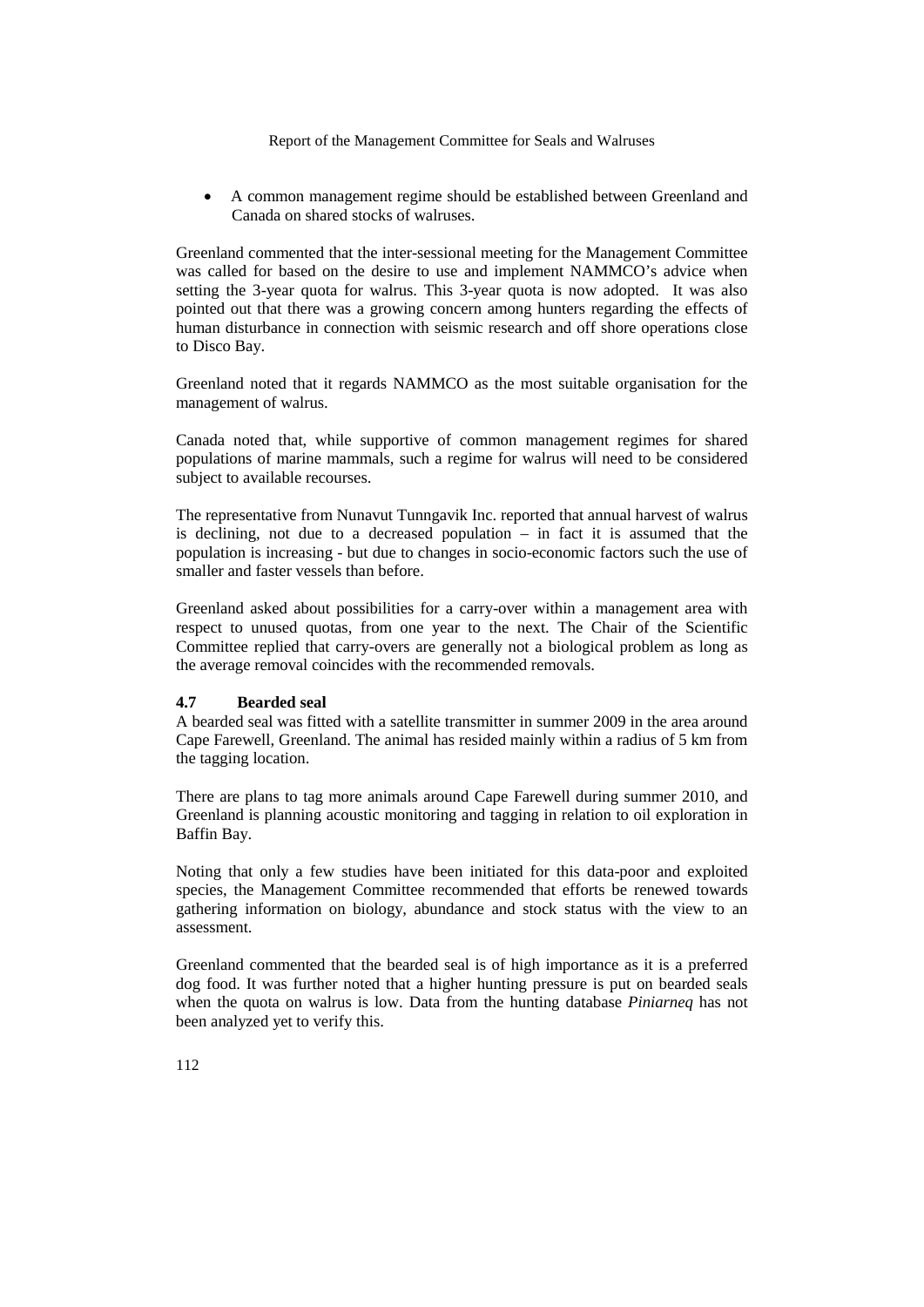- A common management regime should be established between Greenland and Canada on shared stocks of walruses.

Greenland commented that the inter-sessional meeting for the Management Committee was called for based on the desire to use and implement NAMMCO's advice when setting the 3-year quota for walrus. This 3-year quota is now adopted. It was also pointed out that there was a growing concern among hunters regarding the effects of human disturbance in connection with seismic research and off shore operations close to Disco Bay.

Greenland noted that it regards NAMMCO as the most suitable organisation for the management of walrus.

Canada noted that, while supportive of common management regimes for shared populations of marine mammals, such a regime for walrus will need to be considered subject to available recourses.

The representative from Nunavut Tunngavik Inc. reported that annual harvest of walrus is declining, not due to a decreased population – in fact it is assumed that the population is increasing - but due to changes in socio-economic factors such the use of smaller and faster vessels than before.

Greenland asked about possibilities for a carry-over within a management area with respect to unused quotas, from one year to the next. The Chair of the Scientific Committee replied that carry-overs are generally not a biological problem as long as the average removal coincides with the recommended removals.

### 4.7 Bearded seal

A bearded seal was fitted with a satellite transmitter in summer 2009 in the area around Cape Farewell, Greenland. The animal has resided mainly within a radius of 5 km from the tagging location.

There are plans to tag more animals around Cape Farewell during summer 2010, and Greenland is planning acoustic monitoring and tagging in relation to oil exploration in Baffin Bay.

Noting that only a few studies have been initiated for this data-poor and exploited species, the Management Committee recommended that efforts be renewed towards gathering information on biology, abundance and stock status with the view to an assessment.

Greenland commented that the bearded seal is of high importance as it is a preferred dog food. It was further noted that a higher hunting pressure is put on bearded seals when the quota on walrus is low. Data from the hunting database *Piniarneq* has not been analyzed yet to verify this.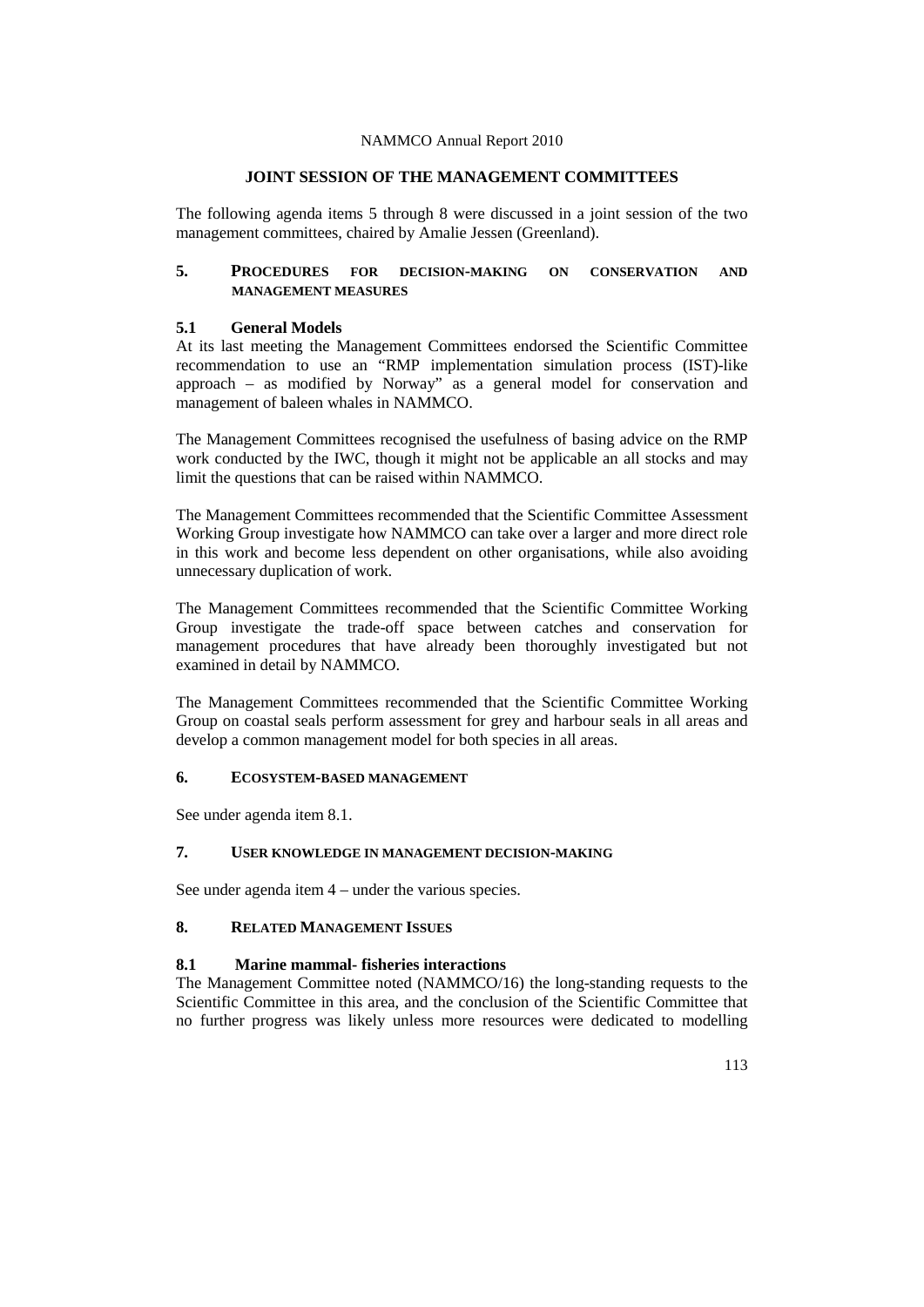## JOINT SESSION OF THE MANAGEMENT COMMITTEES

The following agenda items 5 through 8 were discussed in a joint session of the two management committees, chaired by Amalie Jessen (Greenland).

## 5. PROCEDURES FOR DECISION-MAKING ON CONSERVATION AND MANAGEMENT MEASURES

### 5.1 General Models

At its last meeting the Management Committees endorsed the Scientific Committee recommendation to use an "RMP implementation simulation process (IST)-like approach – as modified by Norway" as a general model for conservation and management of baleen whales in NAMMCO.

The Management Committees recognised the usefulness of basing advice on the RMP work conducted by the IWC, though it might not be applicable an all stocks and may limit the questions that can be raised within NAMMCO.

The Management Committees recommended that the Scientific Committee Assessment Working Group investigate how NAMMCO can take over a larger and more direct role in this work and become less dependent on other organisations, while also avoiding unnecessary duplication of work.

The Management Committees recommended that the Scientific Committee Working Group investigate the trade-off space between catches and conservation for management procedures that have already been thoroughly investigated but not examined in detail by NAMMCO.

The Management Committees recommended that the Scientific Committee Working Group on coastal seals perform assessment for grey and harbour seals in all areas and develop a common management model for both species in all areas.

## 6. ECOSYSTEM-BASED MANAGEMENT

See under agenda item 8.1.

## 7. USER KNOWLEDGE IN MANAGEMENT DECISION-MAKING

See under agenda item 4 – under the various species.

## 8. RELATED MANAGEMENT ISSUES

### 8.1 Marine mammal- fisheries interactions

The Management Committee noted (NAMMCO/16) the long-standing requests to the Scientific Committee in this area, and the conclusion of the Scientific Committee that no further progress was likely unless more resources were dedicated to modelling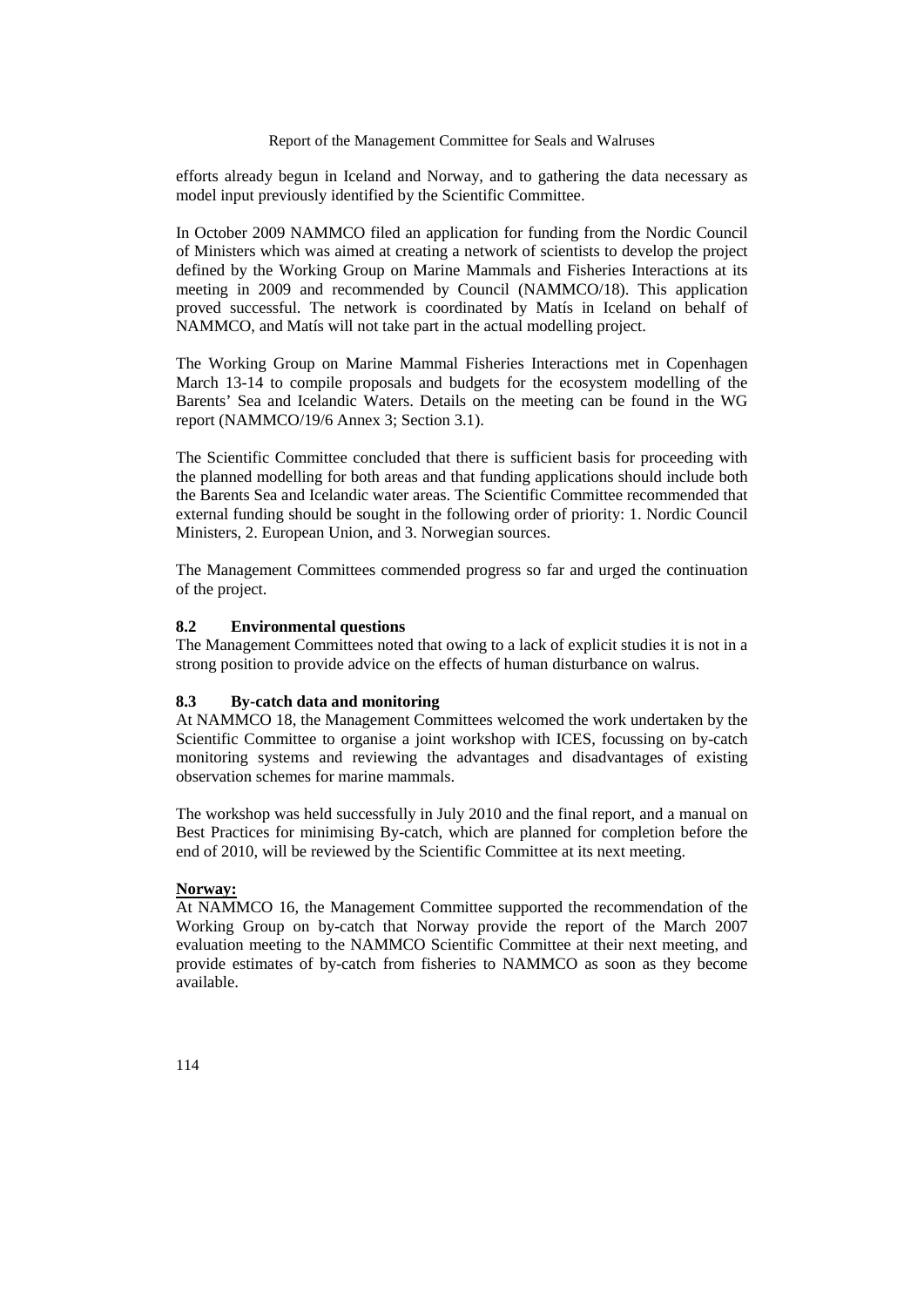efforts already begun in Iceland and Norway, and to gathering the data necessary as model input previously identified by the Scientific Committee.

In October 2009 NAMMCO filed an application for funding from the Nordic Council of Ministers which was aimed at creating a network of scientists to develop the project defined by the Working Group on Marine Mammals and Fisheries Interactions at its meeting in 2009 and recommended by Council (NAMMCO/18). This application proved successful. The network is coordinated by Matís in Iceland on behalf of NAMMCO, and Matís will not take part in the actual modelling project.

The Working Group on Marine Mammal Fisheries Interactions met in Copenhagen March 13-14 to compile proposals and budgets for the ecosystem modelling of the Barents' Sea and Icelandic Waters. Details on the meeting can be found in the WG report (NAMMCO/19/6 Annex 3; Section 3.1).

The Scientific Committee concluded that there is sufficient basis for proceeding with the planned modelling for both areas and that funding applications should include both the Barents Sea and Icelandic water areas. The Scientific Committee recommended that external funding should be sought in the following order of priority: 1. Nordic Council Ministers, 2. European Union, and 3. Norwegian sources.

The Management Committees commended progress so far and urged the continuation of the project.

### 8.2 Environmental questions

The Management Committees noted that owing to a lack of explicit studies it is not in a strong position to provide advice on the effects of human disturbance on walrus.

### 8.3 By-catch data and monitoring

At NAMMCO 18, the Management Committees welcomed the work undertaken by the Scientific Committee to organise a joint workshop with ICES, focussing on by-catch monitoring systems and reviewing the advantages and disadvantages of existing observation schemes for marine mammals.

The workshop was held successfully in July 2010 and the final report, and a manual on Best Practices for minimising By-catch, which are planned for completion before the end of 2010, will be reviewed by the Scientific Committee at its next meeting.

**Norway:**

At NAMMCO 16, the Management Committee supported the recommendation of the Working Group on by-catch that Norway provide the report of the March 2007 evaluation meeting to the NAMMCO Scientific Committee at their next meeting, and provide estimates of by-catch from fisheries to NAMMCO as soon as they become available.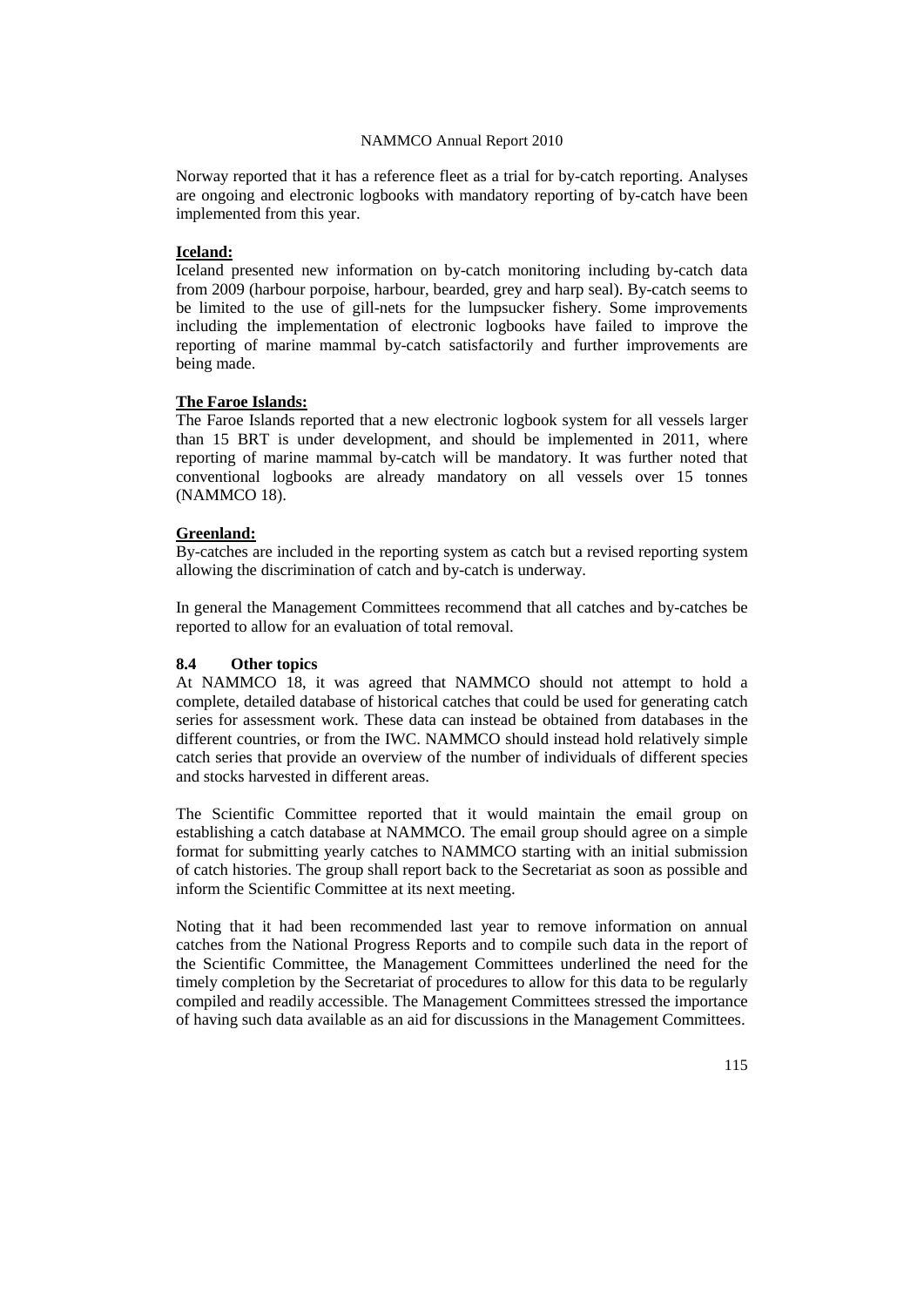Norway reported that it has a reference fleet as a trial for by-catch reporting. Analyses are ongoing and electronic logbooks with mandatory reporting of by-catch have been implemented from this year.

**Iceland:**

Iceland presented new information on by-catch monitoring including by-catch data from 2009 (harbour porpoise, harbour, bearded, grey and harp seal). By-catch seems to be limited to the use of gill-nets for the lumpsucker fishery. Some improvements including the implementation of electronic logbooks have failed to improve the reporting of marine mammal by-catch satisfactorily and further improvements are being made.

**The Faroe Islands:**

The Faroe Islands reported that a new electronic logbook system for all vessels larger than 15 BRT is under development, and should be implemented in 2011, where reporting of marine mammal by-catch will be mandatory. It was further noted that conventional logbooks are already mandatory on all vessels over 15 tonnes (NAMMCO 18).

**Greenland:**

By-catches are included in the reporting system as catch but a revised reporting system allowing the discrimination of catch and by-catch is underway.

In general the Management Committees recommend that all catches and by-catches be reported to allow for an evaluation of total removal.

### 8.4 Other topics

At NAMMCO 18, it was agreed that NAMMCO should not attempt to hold a complete, detailed database of historical catches that could be used for generating catch series for assessment work. These data can instead be obtained from databases in the different countries, or from the IWC. NAMMCO should instead hold relatively simple catch series that provide an overview of the number of individuals of different species and stocks harvested in different areas.

The Scientific Committee reported that it would maintain the email group on establishing a catch database at NAMMCO. The email group should agree on a simple format for submitting yearly catches to NAMMCO starting with an initial submission of catch histories. The group shall report back to the Secretariat as soon as possible and inform the Scientific Committee at its next meeting.

Noting that it had been recommended last year to remove information on annual catches from the National Progress Reports and to compile such data in the report of the Scientific Committee, the Management Committees underlined the need for the timely completion by the Secretariat of procedures to allow for this data to be regularly compiled and readily accessible. The Management Committees stressed the importance of having such data available as an aid for discussions in the Management Committees.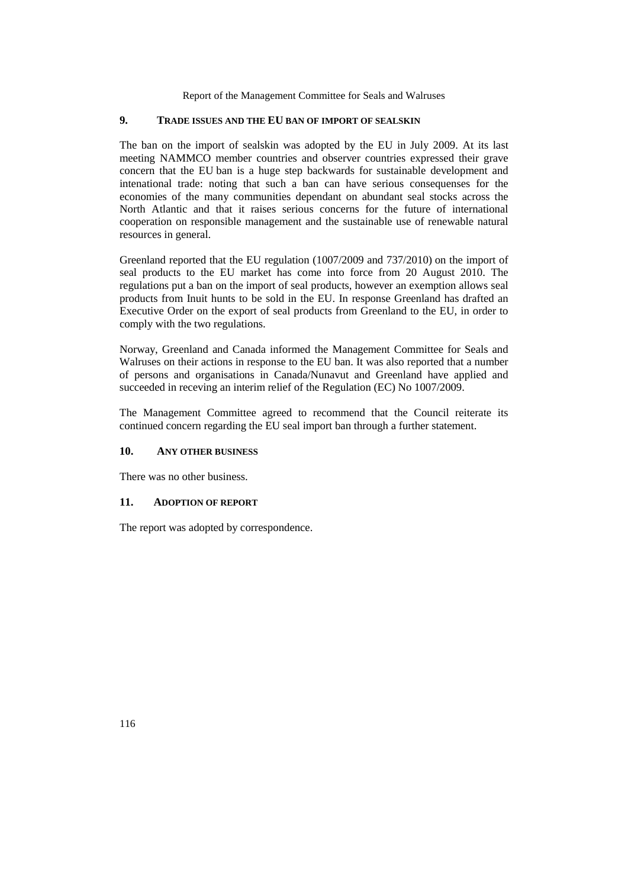## 9. TRADE ISSUES AND THE EU BAN OF IMPORT OF SEALSKIN

The ban on the import of sealskin was adopted by the EU in July 2009. At its last meeting NAMMCO member countries and observer countries expressed their grave concern that the EU ban is a huge step backwards for sustainable development and intenational trade: noting that such a ban can have serious consequenses for the economies of the many communities dependant on abundant seal stocks across the North Atlantic and that it raises serious concerns for the future of international cooperation on responsible management and the sustainable use of renewable natural resources in general.

Greenland reported that the EU regulation (1007/2009 and 737/2010) on the import of seal products to the EU market has come into force from 20 August 2010. The regulations put a ban on the import of seal products, however an exemption allows seal products from Inuit hunts to be sold in the EU. In response Greenland has drafted an Executive Order on the export of seal products from Greenland to the EU, in order to comply with the two regulations.

Norway, Greenland and Canada informed the Management Committee for Seals and Walruses on their actions in response to the EU ban. It was also reported that a number of persons and organisations in Canada/Nunavut and Greenland have applied and succeeded in receving an interim relief of the Regulation (EC) No 1007/2009.

The Management Committee agreed to recommend that the Council reiterate its continued concern regarding the EU seal import ban through a further statement.

## 10. ANY OTHER BUSINESS

There was no other business.

## 11. ADOPTION OF REPORT

The report was adopted by correspondence.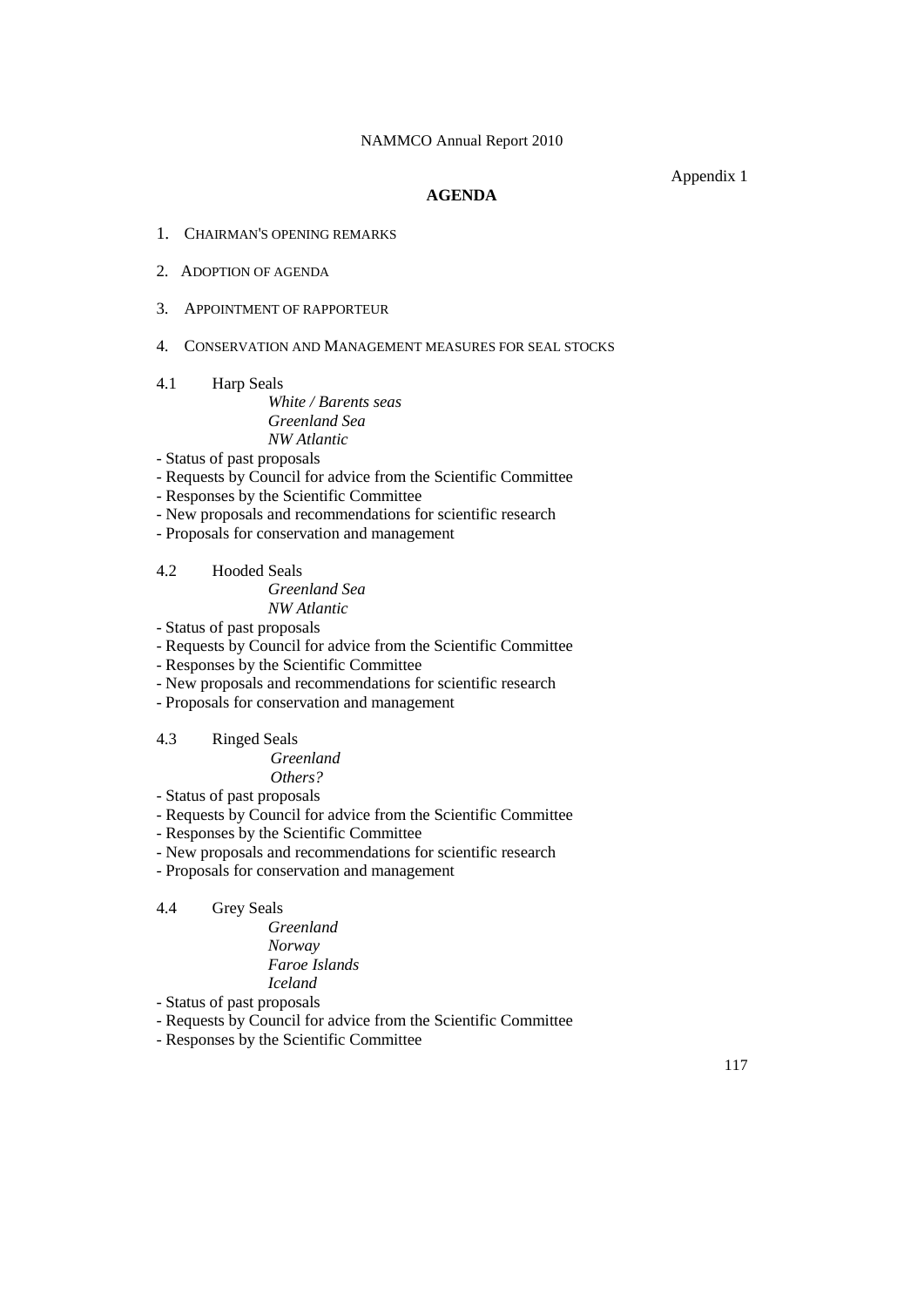Appendix 1

## AGENDA

1. CHAIRMAN'S OPENING REMARKS

2. ADOPTION OF AGENDA

3. APPOINTMENT OF RAPPORTEUR

4. CONSERVATION AND MANAGEMENT MEASURES FOR SEAL STOCKS

4.1 Harp Seals

*White / Barents seas*
*Greenland Sea*
*NW Atlantic*

- Status of past proposals
- Requests by Council for advice from the Scientific Committee
- Responses by the Scientific Committee
- New proposals and recommendations for scientific research
- Proposals for conservation and management

4.2 Hooded Seals

*Greenland Sea*
*NW Atlantic*

- Status of past proposals
- Requests by Council for advice from the Scientific Committee
- Responses by the Scientific Committee
- New proposals and recommendations for scientific research
- Proposals for conservation and management

4.3 Ringed Seals

*Greenland*
*Others?*

- Status of past proposals
- Requests by Council for advice from the Scientific Committee
- Responses by the Scientific Committee
- New proposals and recommendations for scientific research
- Proposals for conservation and management

4.4 Grey Seals

*Greenland*
*Norway*
*Faroe Islands*
*Iceland*

- Status of past proposals
- Requests by Council for advice from the Scientific Committee
- Responses by the Scientific Committee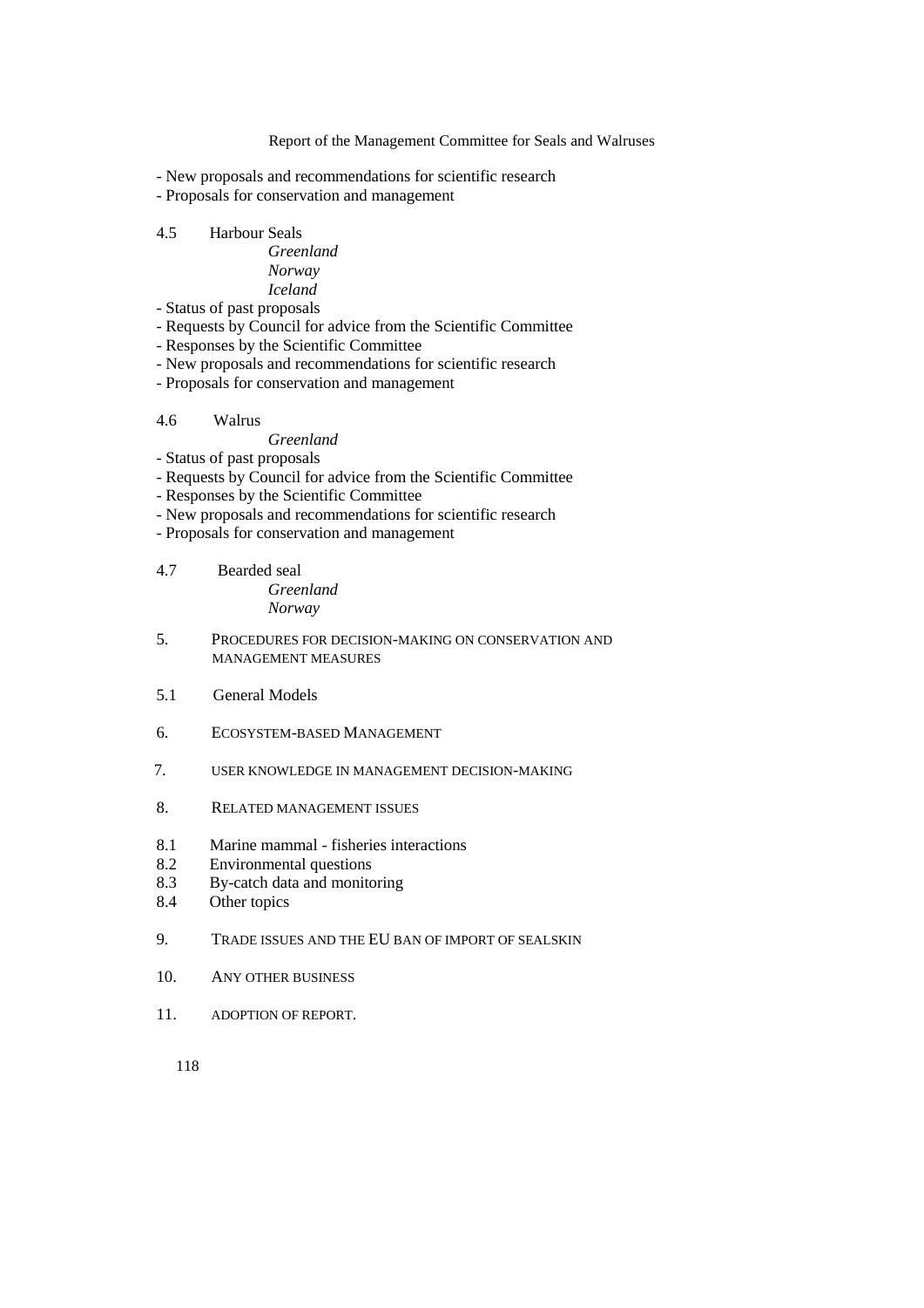- New proposals and recommendations for scientific research
- Proposals for conservation and management

4.5 Harbour Seals

*Greenland*

*Norway*

*Iceland*

- Status of past proposals
- Requests by Council for advice from the Scientific Committee
- Responses by the Scientific Committee
- New proposals and recommendations for scientific research
- Proposals for conservation and management

4.6 Walrus

*Greenland*

- Status of past proposals
- Requests by Council for advice from the Scientific Committee
- Responses by the Scientific Committee
- New proposals and recommendations for scientific research
- Proposals for conservation and management

4.7 Bearded seal

*Greenland*

*Norway*

5. PROCEDURES FOR DECISION-MAKING ON CONSERVATION AND MANAGEMENT MEASURES

5.1 General Models

6. ECOSYSTEM-BASED MANAGEMENT

7. USER KNOWLEDGE IN MANAGEMENT DECISION-MAKING

8. RELATED MANAGEMENT ISSUES

8.1 Marine mammal - fisheries interactions

8.2 Environmental questions

8.3 By-catch data and monitoring

8.4 Other topics

9. TRADE ISSUES AND THE EU BAN OF IMPORT OF SEALSKIN

10. ANY OTHER BUSINESS

11. ADOPTION OF REPORT.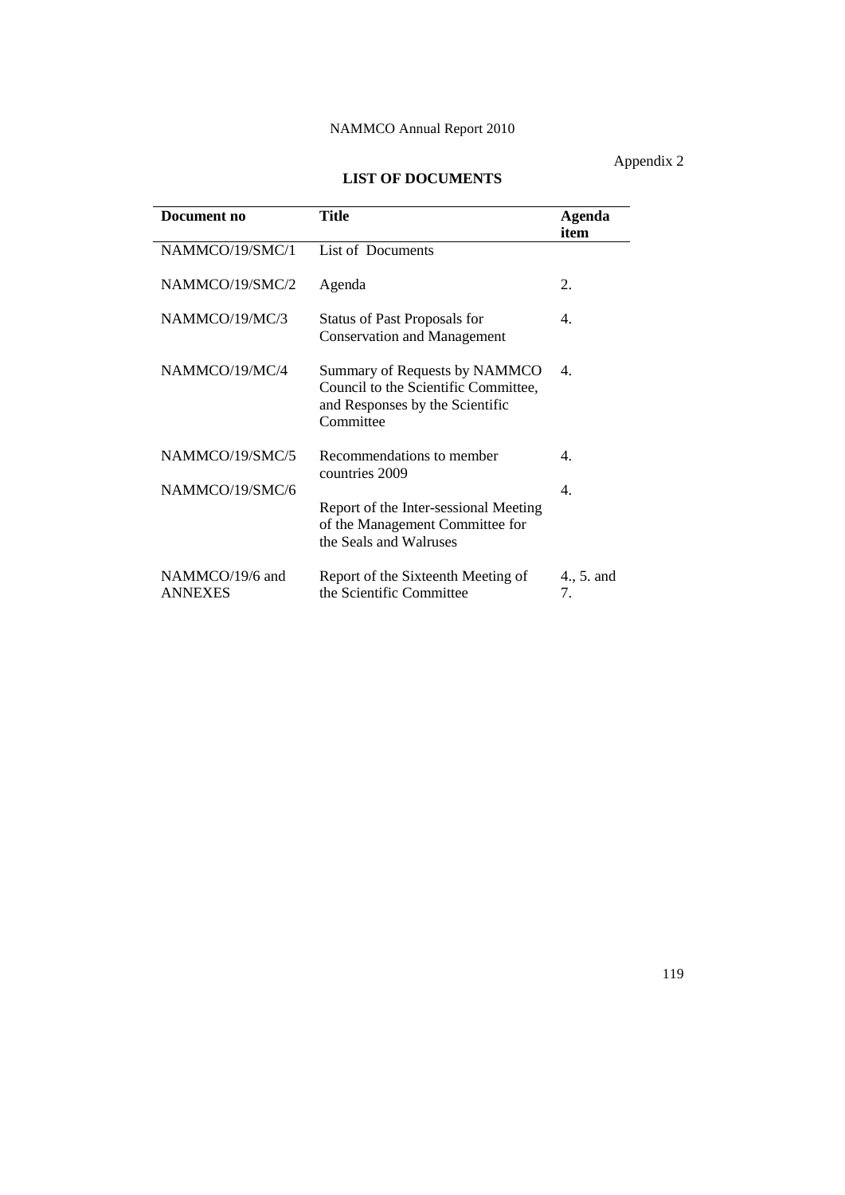Appendix 2

## LIST OF DOCUMENTS

| Document no | Title | Agenda item |
|---|---|---|
| NAMMCO/19/SMC/1 | List of Documents | |
| NAMMCO/19/SMC/2 | Agenda | 2. |
| NAMMCO/19/MC/3 | Status of Past Proposals for Conservation and Management | 4. |
| NAMMCO/19/MC/4 | Summary of Requests by NAMMCO Council to the Scientific Committee, and Responses by the Scientific Committee | 4. |
| NAMMCO/19/SMC/5 | Recommendations to member countries 2009 | 4. |
| NAMMCO/19/SMC/6 | Report of the Inter-sessional Meeting of the Management Committee for the Seals and Walruses | 4. |
| NAMMCO/19/6 and ANNEXES | Report of the Sixteenth Meeting of the Scientific Committee | 4., 5. and 7. |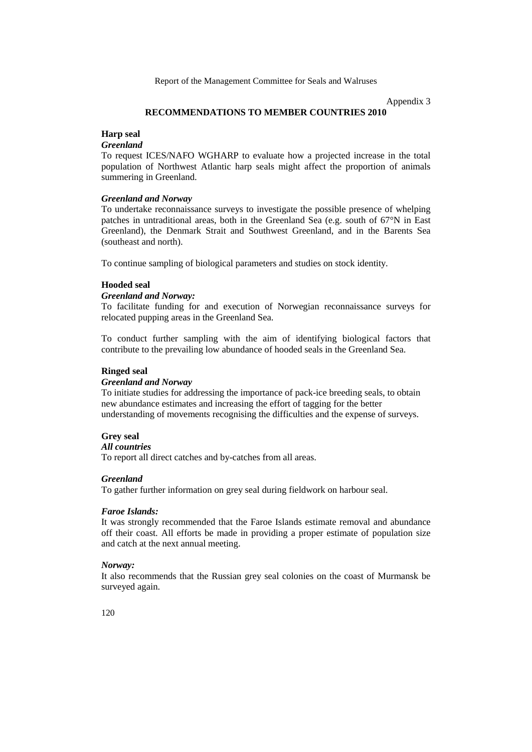Appendix 3

## RECOMMENDATIONS TO MEMBER COUNTRIES 2010

### Harp seal

***Greenland***

To request ICES/NAFO WGHARP to evaluate how a projected increase in the total population of Northwest Atlantic harp seals might affect the proportion of animals summering in Greenland.

***Greenland and Norway***

To undertake reconnaissance surveys to investigate the possible presence of whelping patches in untraditional areas, both in the Greenland Sea (e.g. south of 67°N in East Greenland), the Denmark Strait and Southwest Greenland, and in the Barents Sea (southeast and north).

To continue sampling of biological parameters and studies on stock identity.

### Hooded seal

***Greenland and Norway:***

To facilitate funding for and execution of Norwegian reconnaissance surveys for relocated pupping areas in the Greenland Sea.

To conduct further sampling with the aim of identifying biological factors that contribute to the prevailing low abundance of hooded seals in the Greenland Sea.

### Ringed seal

***Greenland and Norway***

To initiate studies for addressing the importance of pack-ice breeding seals, to obtain new abundance estimates and increasing the effort of tagging for the better understanding of movements recognising the difficulties and the expense of surveys.

### Grey seal

***All countries***

To report all direct catches and by-catches from all areas.

***Greenland***

To gather further information on grey seal during fieldwork on harbour seal.

***Faroe Islands:***

It was strongly recommended that the Faroe Islands estimate removal and abundance off their coast. All efforts be made in providing a proper estimate of population size and catch at the next annual meeting.

***Norway:***

It also recommends that the Russian grey seal colonies on the coast of Murmansk be surveyed again.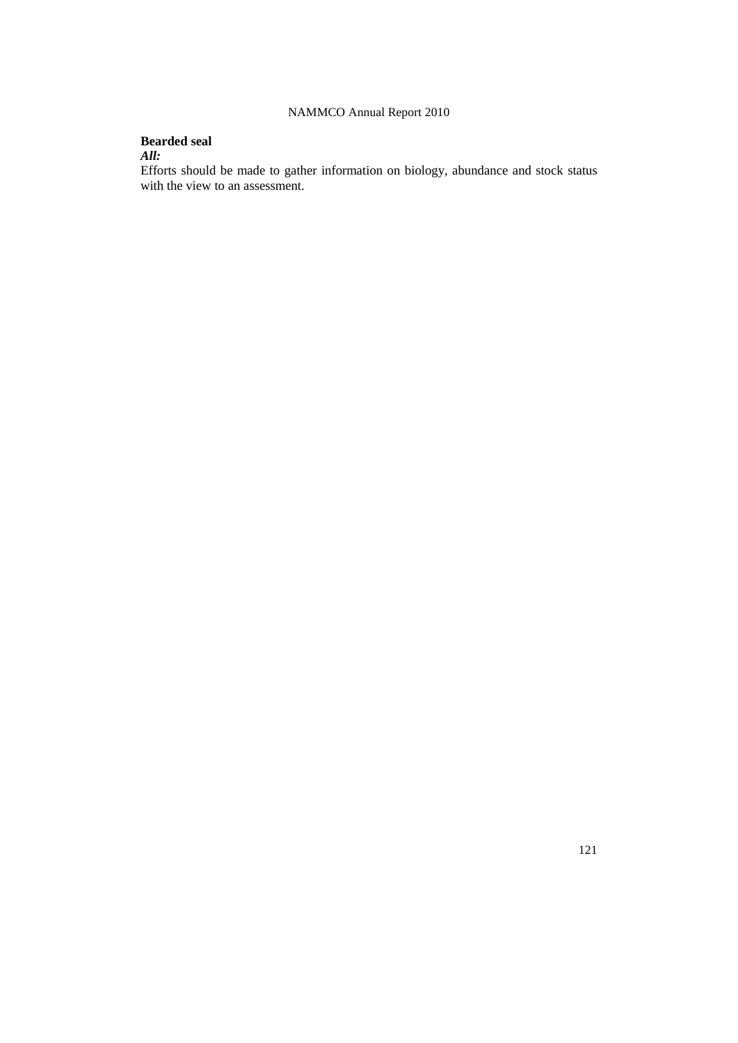**Bearded seal**

***All:***

Efforts should be made to gather information on biology, abundance and stock status with the view to an assessment.